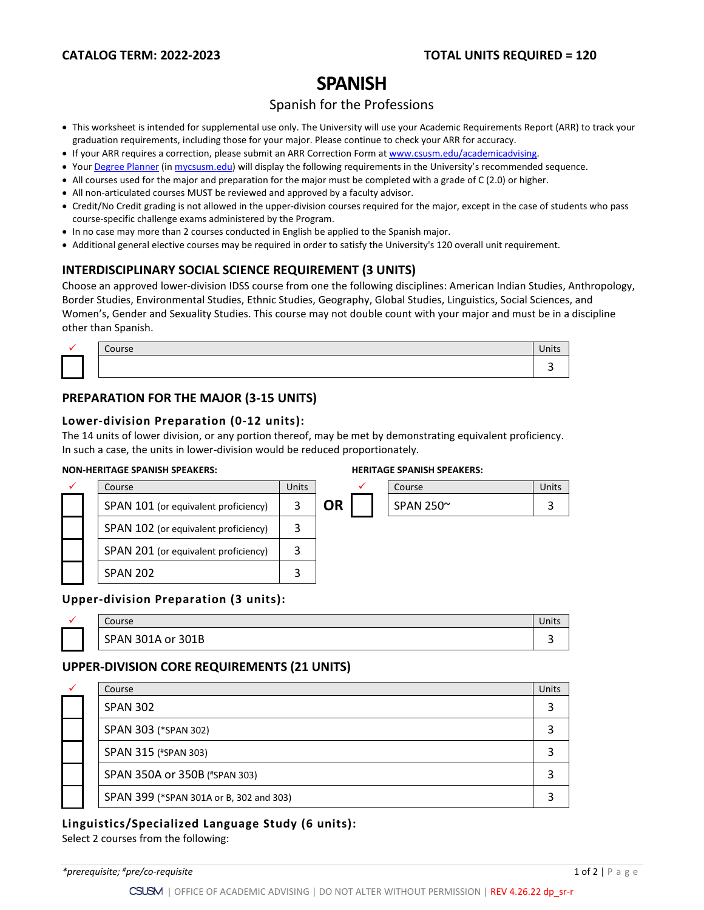**CATALOG TERM: 2022-2023** **TOTAL UNITS REQUIRED = 120**

# SPANISH

Spanish for the Professions

- This worksheet is intended for supplemental use only. The University will use your Academic Requirements Report (ARR) to track your graduation requirements, including those for your major. Please continue to check your ARR for accuracy.
- If your ARR requires a correction, please submit an ARR Correction Form at www.csusm.edu/academicadvising.
- Your Degree Planner (in mycsusm.edu) will display the following requirements in the University's recommended sequence.
- All courses used for the major and preparation for the major must be completed with a grade of C (2.0) or higher.
- All non-articulated courses MUST be reviewed and approved by a faculty advisor.
- Credit/No Credit grading is not allowed in the upper-division courses required for the major, except in the case of students who pass course-specific challenge exams administered by the Program.
- In no case may more than 2 courses conducted in English be applied to the Spanish major.
- Additional general elective courses may be required in order to satisfy the University's 120 overall unit requirement.

## INTERDISCIPLINARY SOCIAL SCIENCE REQUIREMENT (3 UNITS)

Choose an approved lower-division IDSS course from one the following disciplines: American Indian Studies, Anthropology, Border Studies, Environmental Studies, Ethnic Studies, Geography, Global Studies, Linguistics, Social Sciences, and Women's, Gender and Sexuality Studies. This course may not double count with your major and must be in a discipline other than Spanish.

| ✓ | Course | Units |
|---|---|---|
| ☐ | | 3 |

## PREPARATION FOR THE MAJOR (3-15 UNITS)

### Lower-division Preparation (0-12 units):

The 14 units of lower division, or any portion thereof, may be met by demonstrating equivalent proficiency. In such a case, the units in lower-division would be reduced proportionately.

**NON-HERITAGE SPANISH SPEAKERS:**

| ✓ | Course | Units |
|---|---|---|
| ☐ | SPAN 101 (or equivalent proficiency) | 3 |
| ☐ | SPAN 102 (or equivalent proficiency) | 3 |
| ☐ | SPAN 201 (or equivalent proficiency) | 3 |
| ☐ | SPAN 202 | 3 |

**OR**

**HERITAGE SPANISH SPEAKERS:**

| ✓ | Course | Units |
|---|---|---|
| ☐ | SPAN 250~ | 3 |

### Upper-division Preparation (3 units):

| ✓ | Course | Units |
|---|---|---|
| ☐ | SPAN 301A or 301B | 3 |

## UPPER-DIVISION CORE REQUIREMENTS (21 UNITS)

| ✓ | Course | Units |
|---|---|---|
| ☐ | SPAN 302 | 3 |
| ☐ | SPAN 303 (*SPAN 302) | 3 |
| ☐ | SPAN 315 (#SPAN 303) | 3 |
| ☐ | SPAN 350A or 350B (#SPAN 303) | 3 |
| ☐ | SPAN 399 (*SPAN 301A or B, 302 and 303) | 3 |

### Linguistics/Specialized Language Study (6 units):

Select 2 courses from the following:

*\*prerequisite; #pre/co-requisite*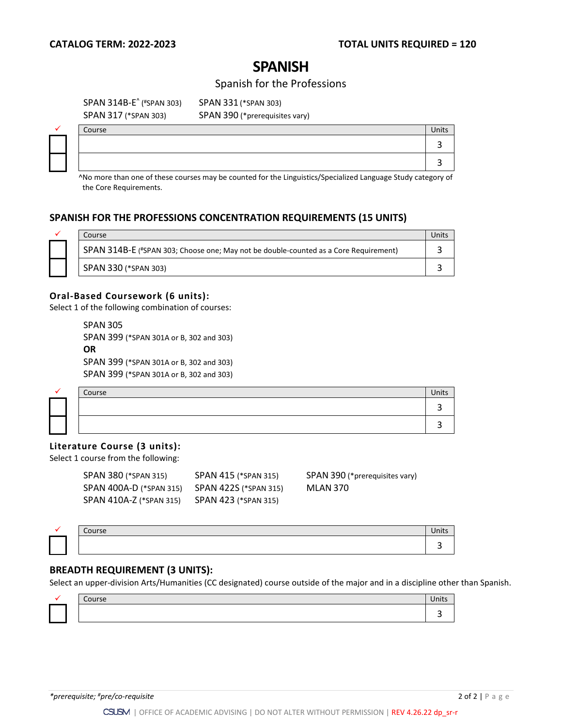**CATALOG TERM: 2022-2023** **TOTAL UNITS REQUIRED = 120**

# SPANISH

Spanish for the Professions

SPAN 314B-E^ (#SPAN 303)
SPAN 317 (*SPAN 303)
SPAN 331 (*SPAN 303)
SPAN 390 (*prerequisites vary)

| ✓ | Course | Units |
|---|---|---|
| ☐ | | 3 |
| ☐ | | 3 |

^No more than one of these courses may be counted for the Linguistics/Specialized Language Study category of the Core Requirements.

## SPANISH FOR THE PROFESSIONS CONCENTRATION REQUIREMENTS (15 UNITS)

| ✓ | Course | Units |
|---|---|---|
| ☐ | SPAN 314B-E (#SPAN 303; Choose one; May not be double-counted as a Core Requirement) | 3 |
| ☐ | SPAN 330 (*SPAN 303) | 3 |

### Oral-Based Coursework (6 units):

Select 1 of the following combination of courses:

SPAN 305
SPAN 399 (*SPAN 301A or B, 302 and 303)
**OR**
SPAN 399 (*SPAN 301A or B, 302 and 303)
SPAN 399 (*SPAN 301A or B, 302 and 303)

| ✓ | Course | Units |
|---|---|---|
| ☐ | | 3 |
| ☐ | | 3 |

### Literature Course (3 units):

Select 1 course from the following:

SPAN 380 (*SPAN 315)
SPAN 400A-D (*SPAN 315)
SPAN 410A-Z (*SPAN 315)
SPAN 415 (*SPAN 315)
SPAN 422S (*SPAN 315)
SPAN 423 (*SPAN 315)
SPAN 390 (*prerequisites vary)
MLAN 370

| ✓ | Course | Units |
|---|---|---|
| ☐ | | 3 |

## BREADTH REQUIREMENT (3 UNITS):

Select an upper-division Arts/Humanities (CC designated) course outside of the major and in a discipline other than Spanish.

| ✓ | Course | Units |
|---|---|---|
| ☐ | | 3 |

*\*prerequisite; #pre/co-requisite*

CSUSM | OFFICE OF ACADEMIC ADVISING | DO NOT ALTER WITHOUT PERMISSION | REV 4.26.22 dp_sr-r